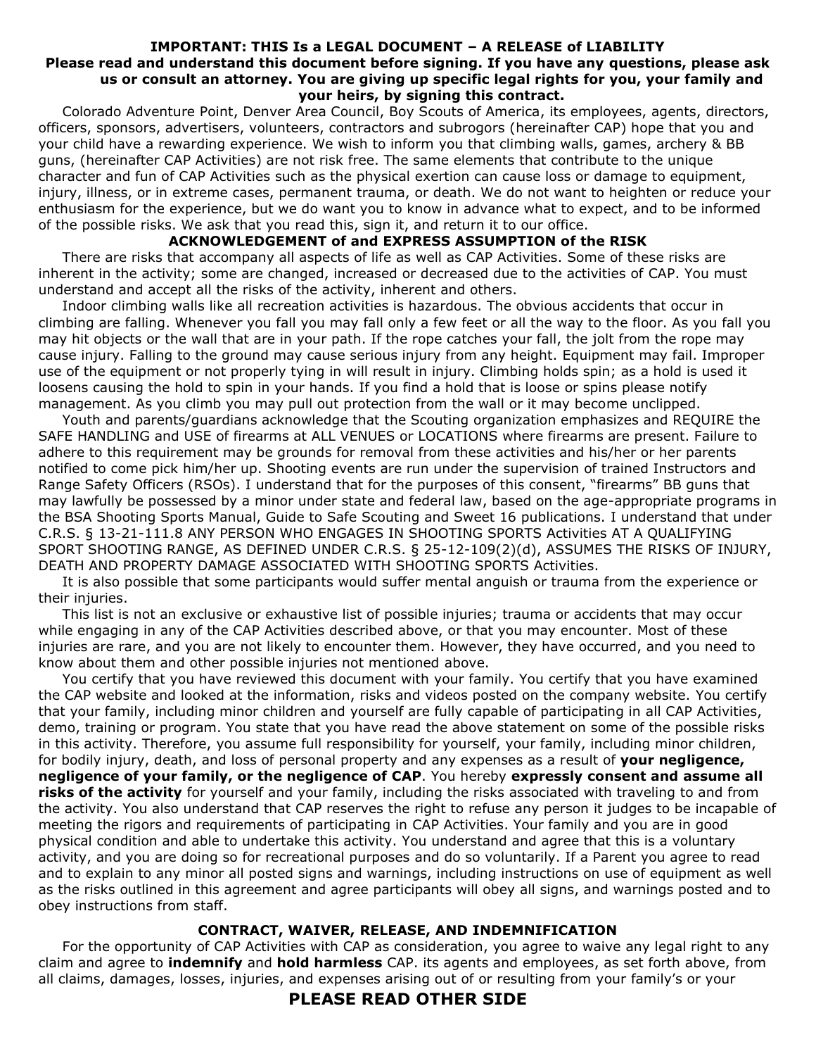## IMPORTANT: THIS Is a LEGAL DOCUMENT – A RELEASE of LIABILITY

**Please read and understand this document before signing. If you have any questions, please ask us or consult an attorney. You are giving up specific legal rights for you, your family and your heirs, by signing this contract.**

Colorado Adventure Point, Denver Area Council, Boy Scouts of America, its employees, agents, directors, officers, sponsors, advertisers, volunteers, contractors and subrogors (hereinafter CAP) hope that you and your child have a rewarding experience. We wish to inform you that climbing walls, games, archery & BB guns, (hereinafter CAP Activities) are not risk free. The same elements that contribute to the unique character and fun of CAP Activities such as the physical exertion can cause loss or damage to equipment, injury, illness, or in extreme cases, permanent trauma, or death. We do not want to heighten or reduce your enthusiasm for the experience, but we do want you to know in advance what to expect, and to be informed of the possible risks. We ask that you read this, sign it, and return it to our office.

### ACKNOWLEDGEMENT of and EXPRESS ASSUMPTION of the RISK

There are risks that accompany all aspects of life as well as CAP Activities. Some of these risks are inherent in the activity; some are changed, increased or decreased due to the activities of CAP. You must understand and accept all the risks of the activity, inherent and others.

Indoor climbing walls like all recreation activities is hazardous. The obvious accidents that occur in climbing are falling. Whenever you fall you may fall only a few feet or all the way to the floor. As you fall you may hit objects or the wall that are in your path. If the rope catches your fall, the jolt from the rope may cause injury. Falling to the ground may cause serious injury from any height. Equipment may fail. Improper use of the equipment or not properly tying in will result in injury. Climbing holds spin; as a hold is used it loosens causing the hold to spin in your hands. If you find a hold that is loose or spins please notify management. As you climb you may pull out protection from the wall or it may become unclipped.

Youth and parents/guardians acknowledge that the Scouting organization emphasizes and REQUIRE the SAFE HANDLING and USE of firearms at ALL VENUES or LOCATIONS where firearms are present. Failure to adhere to this requirement may be grounds for removal from these activities and his/her or her parents notified to come pick him/her up. Shooting events are run under the supervision of trained Instructors and Range Safety Officers (RSOs). I understand that for the purposes of this consent, "firearms" BB guns that may lawfully be possessed by a minor under state and federal law, based on the age-appropriate programs in the BSA Shooting Sports Manual, Guide to Safe Scouting and Sweet 16 publications. I understand that under C.R.S. § 13-21-111.8 ANY PERSON WHO ENGAGES IN SHOOTING SPORTS Activities AT A QUALIFYING SPORT SHOOTING RANGE, AS DEFINED UNDER C.R.S. § 25-12-109(2)(d), ASSUMES THE RISKS OF INJURY, DEATH AND PROPERTY DAMAGE ASSOCIATED WITH SHOOTING SPORTS Activities.

It is also possible that some participants would suffer mental anguish or trauma from the experience or their injuries.

This list is not an exclusive or exhaustive list of possible injuries; trauma or accidents that may occur while engaging in any of the CAP Activities described above, or that you may encounter. Most of these injuries are rare, and you are not likely to encounter them. However, they have occurred, and you need to know about them and other possible injuries not mentioned above.

You certify that you have reviewed this document with your family. You certify that you have examined the CAP website and looked at the information, risks and videos posted on the company website. You certify that your family, including minor children and yourself are fully capable of participating in all CAP Activities, demo, training or program. You state that you have read the above statement on some of the possible risks in this activity. Therefore, you assume full responsibility for yourself, your family, including minor children, for bodily injury, death, and loss of personal property and any expenses as a result of **your negligence, negligence of your family, or the negligence of CAP**. You hereby **expressly consent and assume all risks of the activity** for yourself and your family, including the risks associated with traveling to and from the activity. You also understand that CAP reserves the right to refuse any person it judges to be incapable of meeting the rigors and requirements of participating in CAP Activities. Your family and you are in good physical condition and able to undertake this activity. You understand and agree that this is a voluntary activity, and you are doing so for recreational purposes and do so voluntarily. If a Parent you agree to read and to explain to any minor all posted signs and warnings, including instructions on use of equipment as well as the risks outlined in this agreement and agree participants will obey all signs, and warnings posted and to obey instructions from staff.

### CONTRACT, WAIVER, RELEASE, AND INDEMNIFICATION

For the opportunity of CAP Activities with CAP as consideration, you agree to waive any legal right to any claim and agree to **indemnify** and **hold harmless** CAP. its agents and employees, as set forth above, from all claims, damages, losses, injuries, and expenses arising out of or resulting from your family's or your

**PLEASE READ OTHER SIDE**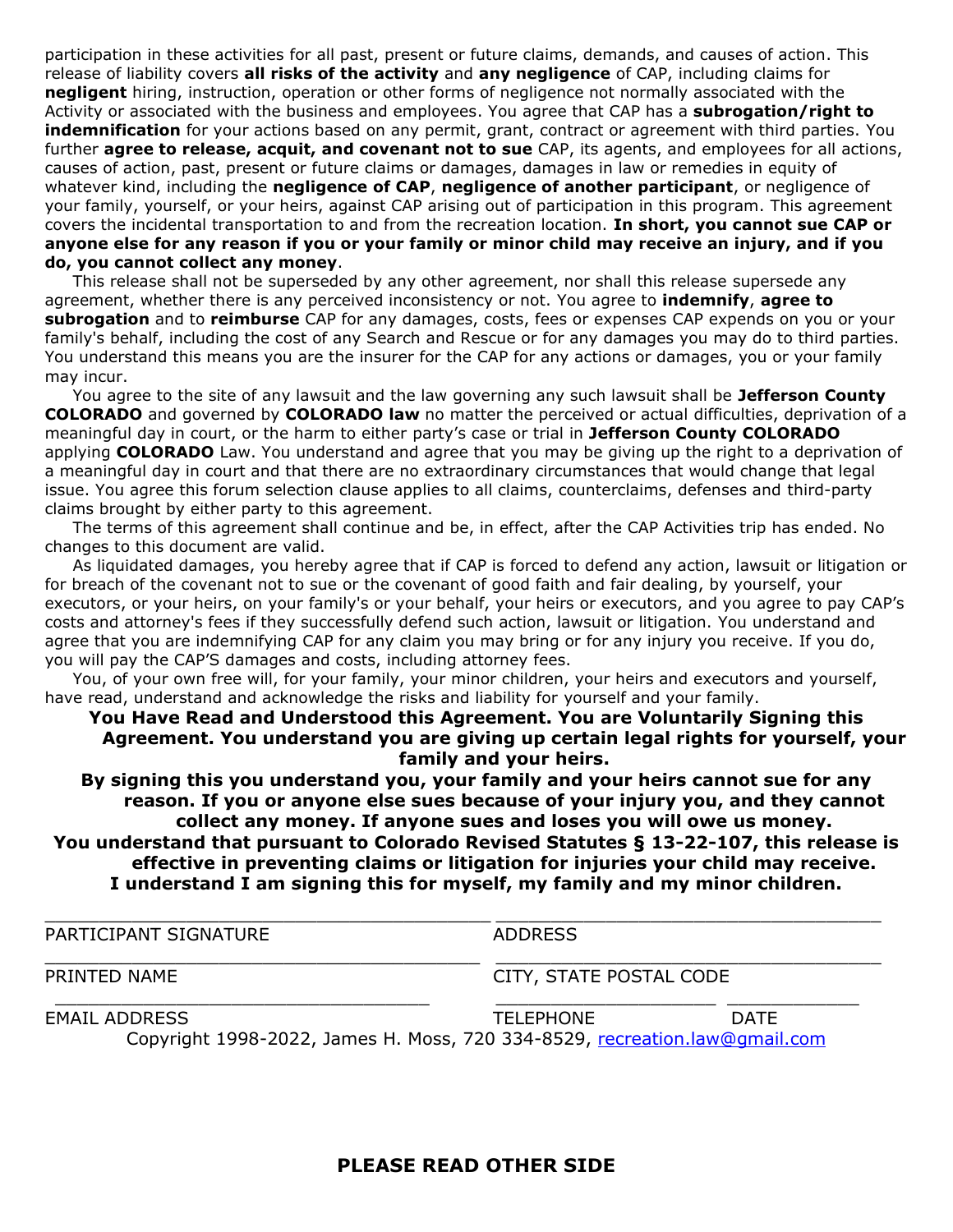participation in these activities for all past, present or future claims, demands, and causes of action. This release of liability covers **all risks of the activity** and **any negligence** of CAP, including claims for **negligent** hiring, instruction, operation or other forms of negligence not normally associated with the Activity or associated with the business and employees. You agree that CAP has a **subrogation/right to indemnification** for your actions based on any permit, grant, contract or agreement with third parties. You further **agree to release, acquit, and covenant not to sue** CAP, its agents, and employees for all actions, causes of action, past, present or future claims or damages, damages in law or remedies in equity of whatever kind, including the **negligence of CAP**, **negligence of another participant**, or negligence of your family, yourself, or your heirs, against CAP arising out of participation in this program. This agreement covers the incidental transportation to and from the recreation location. **In short, you cannot sue CAP or anyone else for any reason if you or your family or minor child may receive an injury, and if you do, you cannot collect any money**.

This release shall not be superseded by any other agreement, nor shall this release supersede any agreement, whether there is any perceived inconsistency or not. You agree to **indemnify**, **agree to subrogation** and to **reimburse** CAP for any damages, costs, fees or expenses CAP expends on you or your family's behalf, including the cost of any Search and Rescue or for any damages you may do to third parties. You understand this means you are the insurer for the CAP for any actions or damages, you or your family may incur.

You agree to the site of any lawsuit and the law governing any such lawsuit shall be **Jefferson County COLORADO** and governed by **COLORADO law** no matter the perceived or actual difficulties, deprivation of a meaningful day in court, or the harm to either party's case or trial in **Jefferson County COLORADO** applying **COLORADO** Law. You understand and agree that you may be giving up the right to a deprivation of a meaningful day in court and that there are no extraordinary circumstances that would change that legal issue. You agree this forum selection clause applies to all claims, counterclaims, defenses and third-party claims brought by either party to this agreement.

The terms of this agreement shall continue and be, in effect, after the CAP Activities trip has ended. No changes to this document are valid.

As liquidated damages, you hereby agree that if CAP is forced to defend any action, lawsuit or litigation or for breach of the covenant not to sue or the covenant of good faith and fair dealing, by yourself, your executors, or your heirs, on your family's or your behalf, your heirs or executors, and you agree to pay CAP's costs and attorney's fees if they successfully defend such action, lawsuit or litigation. You understand and agree that you are indemnifying CAP for any claim you may bring or for any injury you receive. If you do, you will pay the CAP'S damages and costs, including attorney fees.

You, of your own free will, for your family, your minor children, your heirs and executors and yourself, have read, understand and acknowledge the risks and liability for yourself and your family.

**You Have Read and Understood this Agreement. You are Voluntarily Signing this Agreement. You understand you are giving up certain legal rights for yourself, your family and your heirs.**

**By signing this you understand you, your family and your heirs cannot sue for any reason. If you or anyone else sues because of your injury you, and they cannot collect any money. If anyone sues and loses you will owe us money.**

**You understand that pursuant to Colorado Revised Statutes § 13-22-107, this release is effective in preventing claims or litigation for injuries your child may receive.**

**I understand I am signing this for myself, my family and my minor children.**

\_\_\_\_\_\_\_\_\_\_\_\_\_\_\_\_\_\_\_\_\_\_\_\_\_\_\_\_\_\_\_\_\_\_\_\_\_\_\_\_ \_\_\_\_\_\_\_\_\_\_\_\_\_\_\_\_\_\_\_\_\_\_\_\_\_\_\_\_\_\_\_\_\_\_\_\_

PARTICIPANT SIGNATURE ADDRESS

\_\_\_\_\_\_\_\_\_\_\_\_\_\_\_\_\_\_\_\_\_\_\_\_\_\_\_\_\_\_\_\_\_\_\_\_\_\_\_\_ \_\_\_\_\_\_\_\_\_\_\_\_\_\_\_\_\_\_\_\_\_\_\_\_\_\_\_\_\_\_\_\_\_\_\_\_

PRINTED NAME CITY, STATE POSTAL CODE

\_\_\_\_\_\_\_\_\_\_\_\_\_\_\_\_\_\_\_\_\_\_\_\_\_\_\_\_\_\_\_\_\_\_\_ \_\_\_\_\_\_\_\_\_\_\_\_\_\_\_\_\_\_\_\_ \_\_\_\_\_\_\_\_\_\_\_\_

EMAIL ADDRESS TELEPHONE DATE

Copyright 1998-2022, James H. Moss, 720 334-8529, recreation.law@gmail.com

**PLEASE READ OTHER SIDE**